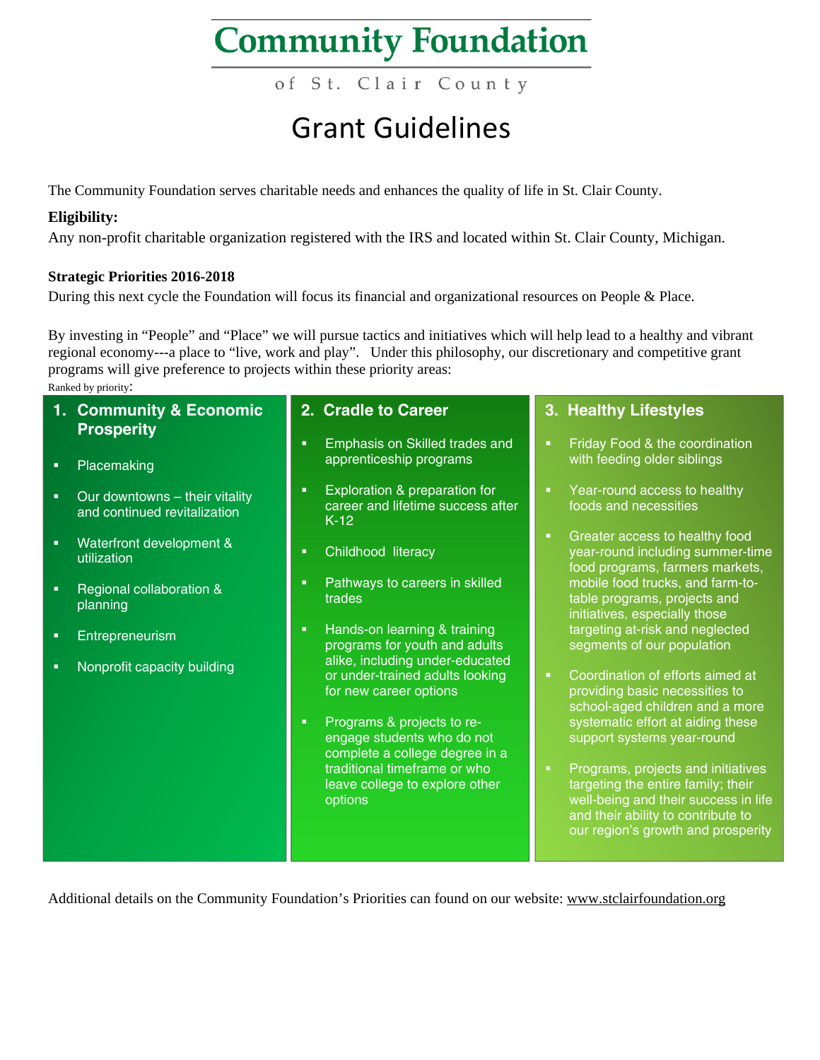# Community Foundation

of St. Clair County

## Grant Guidelines

The Community Foundation serves charitable needs and enhances the quality of life in St. Clair County.

**Eligibility:**

Any non-profit charitable organization registered with the IRS and located within St. Clair County, Michigan.

**Strategic Priorities 2016-2018**

During this next cycle the Foundation will focus its financial and organizational resources on People & Place.

By investing in "People" and "Place" we will pursue tactics and initiatives which will help lead to a healthy and vibrant regional economy---a place to "live, work and play". Under this philosophy, our discretionary and competitive grant programs will give preference to projects within these priority areas:

Ranked by priority:

### 1. Community & Economic Prosperity

- Placemaking
- Our downtowns – their vitality and continued revitalization
- Waterfront development & utilization
- Regional collaboration & planning
- Entrepreneurism
- Nonprofit capacity building

### 2. Cradle to Career

- Emphasis on Skilled trades and apprenticeship programs
- Exploration & preparation for career and lifetime success after K-12
- Childhood literacy
- Pathways to careers in skilled trades
- Hands-on learning & training programs for youth and adults alike, including under-educated or under-trained adults looking for new career options
- Programs & projects to re-engage students who do not complete a college degree in a traditional timeframe or who leave college to explore other options

### 3. Healthy Lifestyles

- Friday Food & the coordination with feeding older siblings
- Year-round access to healthy foods and necessities
- Greater access to healthy food year-round including summer-time food programs, farmers markets, mobile food trucks, and farm-to-table programs, projects and initiatives, especially those targeting at-risk and neglected segments of our population
- Coordination of efforts aimed at providing basic necessities to school-aged children and a more systematic effort at aiding these support systems year-round
- Programs, projects and initiatives targeting the entire family; their well-being and their success in life and their ability to contribute to our region's growth and prosperity

Additional details on the Community Foundation's Priorities can found on our website: www.stclairfoundation.org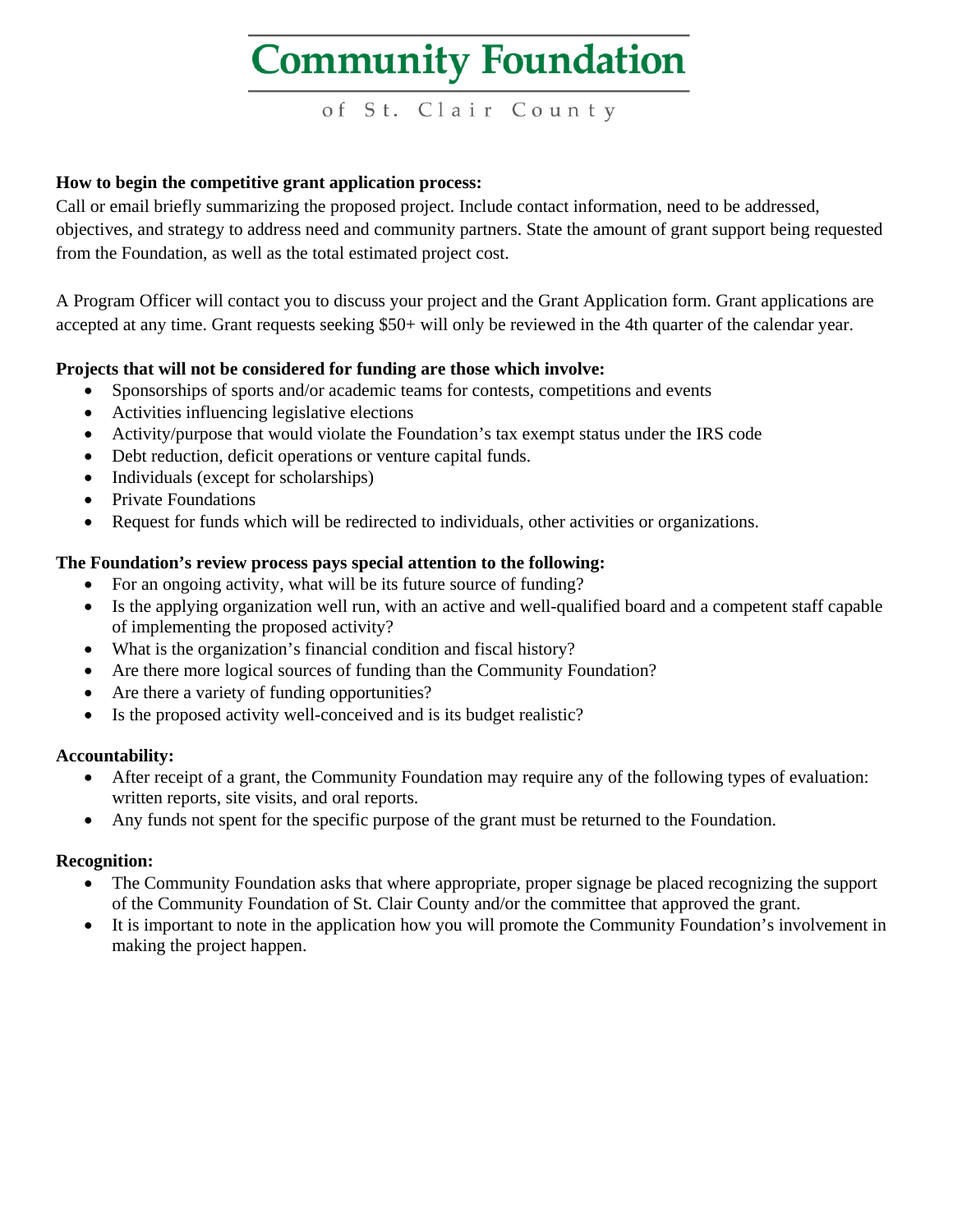# Community Foundation

of St. Clair County

**How to begin the competitive grant application process:**
Call or email briefly summarizing the proposed project. Include contact information, need to be addressed, objectives, and strategy to address need and community partners. State the amount of grant support being requested from the Foundation, as well as the total estimated project cost.

A Program Officer will contact you to discuss your project and the Grant Application form. Grant applications are accepted at any time. Grant requests seeking $50+ will only be reviewed in the 4th quarter of the calendar year.

**Projects that will not be considered for funding are those which involve:**

- Sponsorships of sports and/or academic teams for contests, competitions and events
- Activities influencing legislative elections
- Activity/purpose that would violate the Foundation's tax exempt status under the IRS code
- Debt reduction, deficit operations or venture capital funds.
- Individuals (except for scholarships)
- Private Foundations
- Request for funds which will be redirected to individuals, other activities or organizations.

**The Foundation's review process pays special attention to the following:**

- For an ongoing activity, what will be its future source of funding?
- Is the applying organization well run, with an active and well-qualified board and a competent staff capable of implementing the proposed activity?
- What is the organization's financial condition and fiscal history?
- Are there more logical sources of funding than the Community Foundation?
- Are there a variety of funding opportunities?
- Is the proposed activity well-conceived and is its budget realistic?

**Accountability:**

- After receipt of a grant, the Community Foundation may require any of the following types of evaluation: written reports, site visits, and oral reports.
- Any funds not spent for the specific purpose of the grant must be returned to the Foundation.

**Recognition:**

- The Community Foundation asks that where appropriate, proper signage be placed recognizing the support of the Community Foundation of St. Clair County and/or the committee that approved the grant.
- It is important to note in the application how you will promote the Community Foundation's involvement in making the project happen.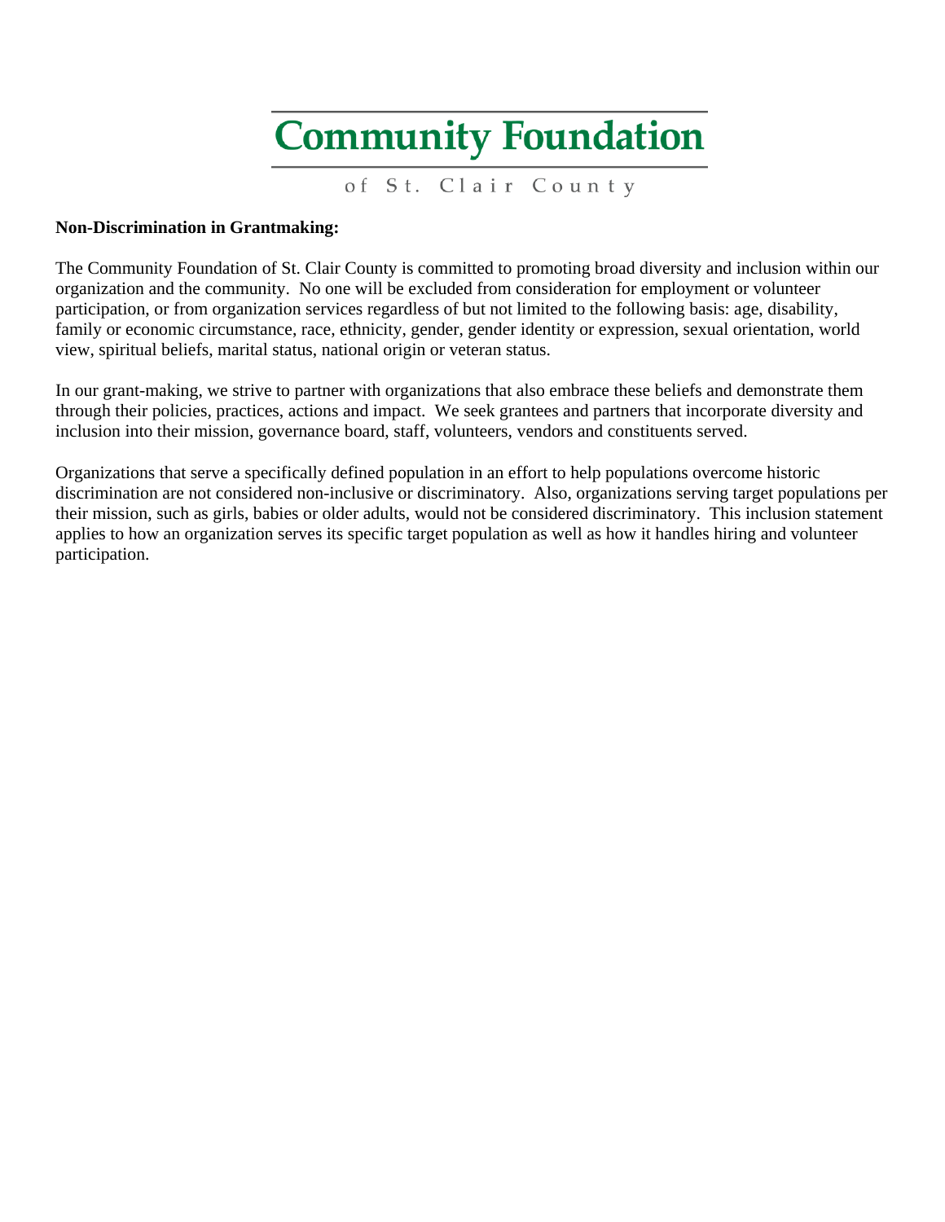# Community Foundation

of St. Clair County

**Non-Discrimination in Grantmaking:**

The Community Foundation of St. Clair County is committed to promoting broad diversity and inclusion within our organization and the community. No one will be excluded from consideration for employment or volunteer participation, or from organization services regardless of but not limited to the following basis: age, disability, family or economic circumstance, race, ethnicity, gender, gender identity or expression, sexual orientation, world view, spiritual beliefs, marital status, national origin or veteran status.

In our grant-making, we strive to partner with organizations that also embrace these beliefs and demonstrate them through their policies, practices, actions and impact. We seek grantees and partners that incorporate diversity and inclusion into their mission, governance board, staff, volunteers, vendors and constituents served.

Organizations that serve a specifically defined population in an effort to help populations overcome historic discrimination are not considered non-inclusive or discriminatory. Also, organizations serving target populations per their mission, such as girls, babies or older adults, would not be considered discriminatory. This inclusion statement applies to how an organization serves its specific target population as well as how it handles hiring and volunteer participation.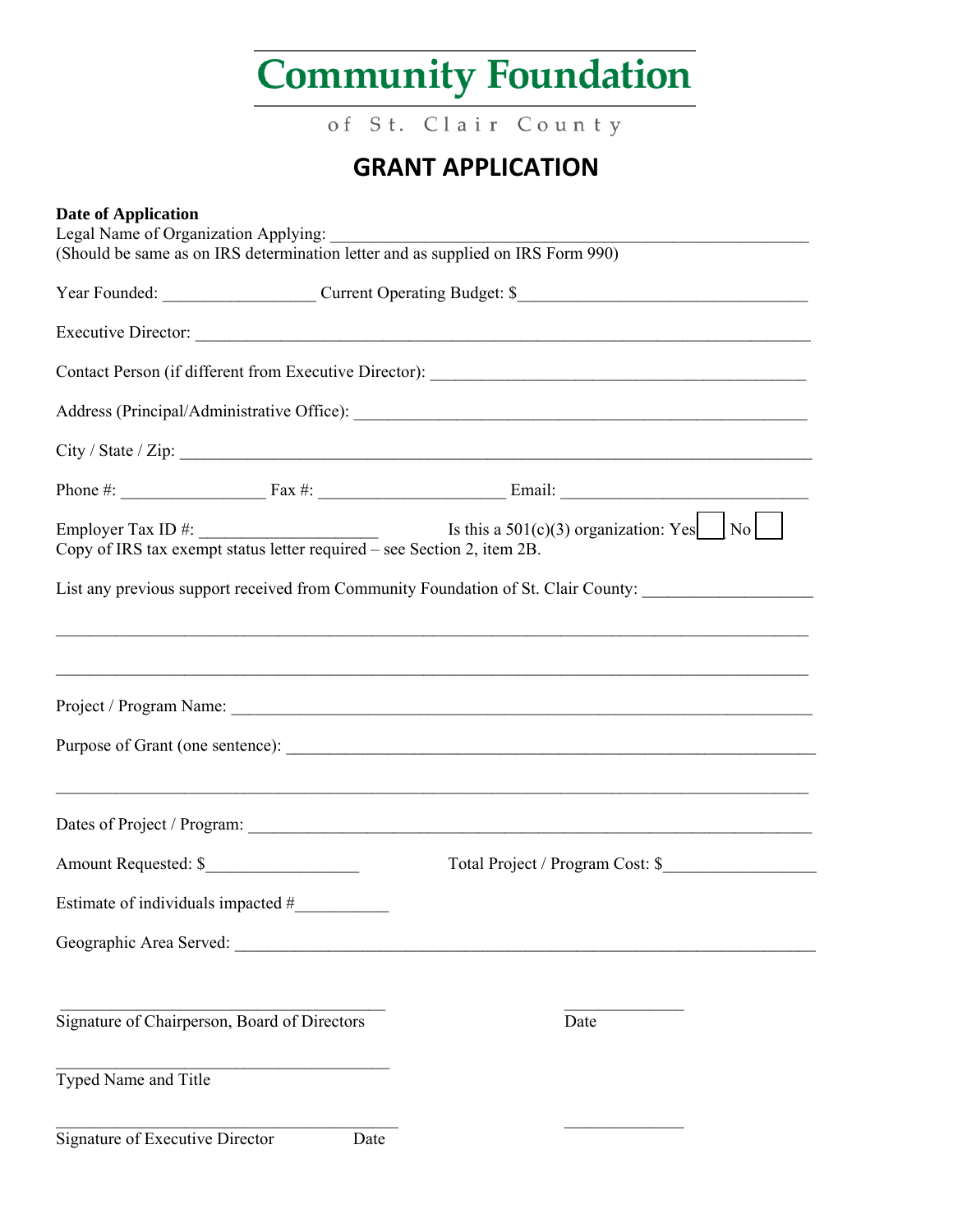# Community Foundation

of St. Clair County

## GRANT APPLICATION

**Date of Application**

Legal Name of Organization Applying: ___________________________________________________________

(Should be same as on IRS determination letter and as supplied on IRS Form 990)

Year Founded: _________________ Current Operating Budget: $________________________________

Executive Director: ______________________________________________________________________

Contact Person (if different from Executive Director): ___________________________________________

Address (Principal/Administrative Office): ___________________________________________________

City / State / Zip: ________________________________________________________________________

Phone #: ________________ Fax #: _____________________ Email: ____________________________

Employer Tax ID #: ____________________ Is this a 501(c)(3) organization: Yes ☐ No ☐

Copy of IRS tax exempt status letter required – see Section 2, item 2B.

List any previous support received from Community Foundation of St. Clair County: ___________________

_____________________________________________________________________________________

_____________________________________________________________________________________

Project / Program Name: _________________________________________________________________

Purpose of Grant (one sentence): ___________________________________________________________

_____________________________________________________________________________________

Dates of Project / Program: _______________________________________________________________

Amount Requested: $_________________ Total Project / Program Cost: $_________________

Estimate of individuals impacted #__________

Geographic Area Served: __________________________________________________________________

_____________________________________ _____________

Signature of Chairperson, Board of Directors Date

_____________________________________

Typed Name and Title

_____________________________________ _____________

Signature of Executive Director Date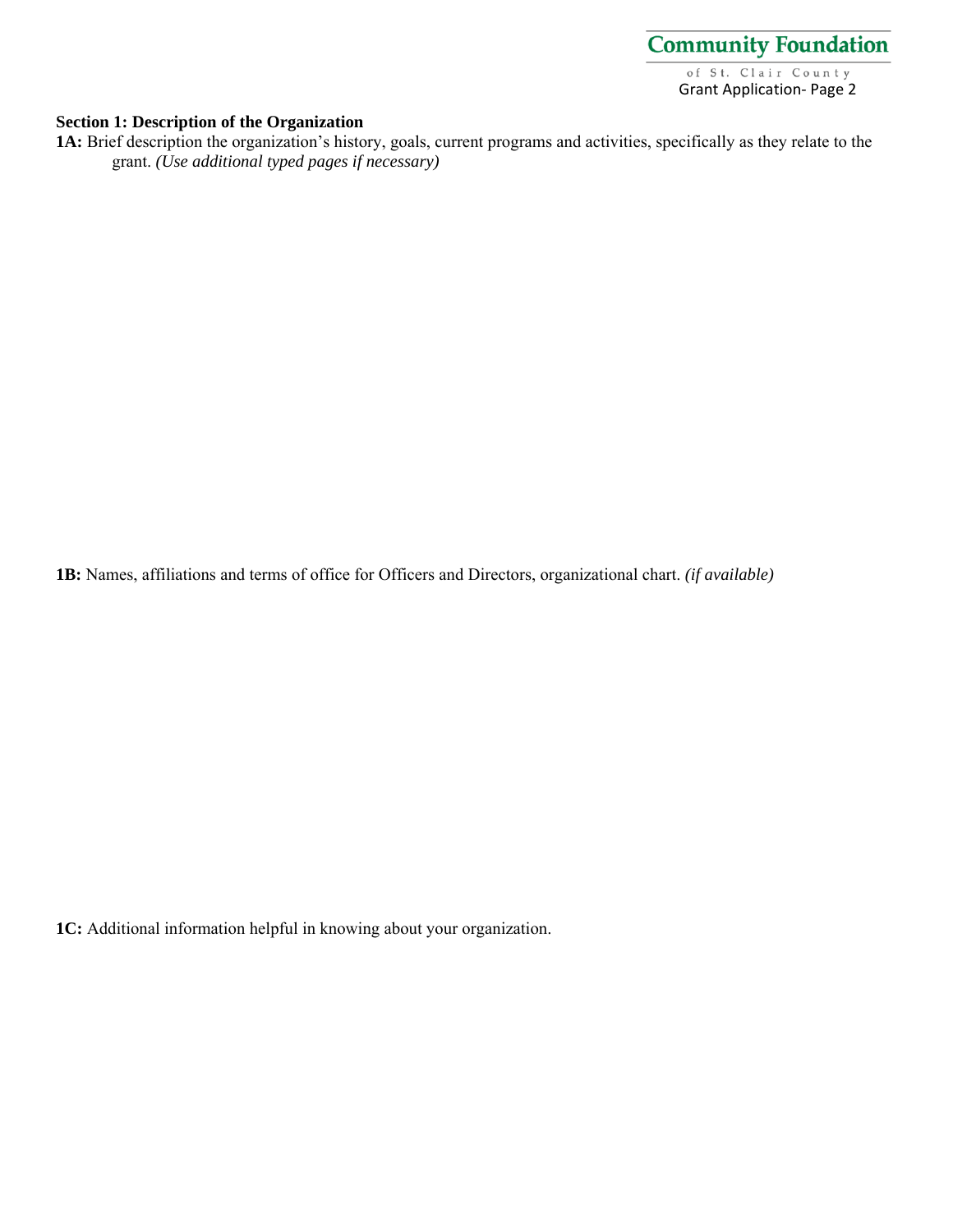### Section 1: Description of the Organization

**1A:** Brief description the organization's history, goals, current programs and activities, specifically as they relate to the grant. *(Use additional typed pages if necessary)*

**1B:** Names, affiliations and terms of office for Officers and Directors, organizational chart. *(if available)*

**1C:** Additional information helpful in knowing about your organization.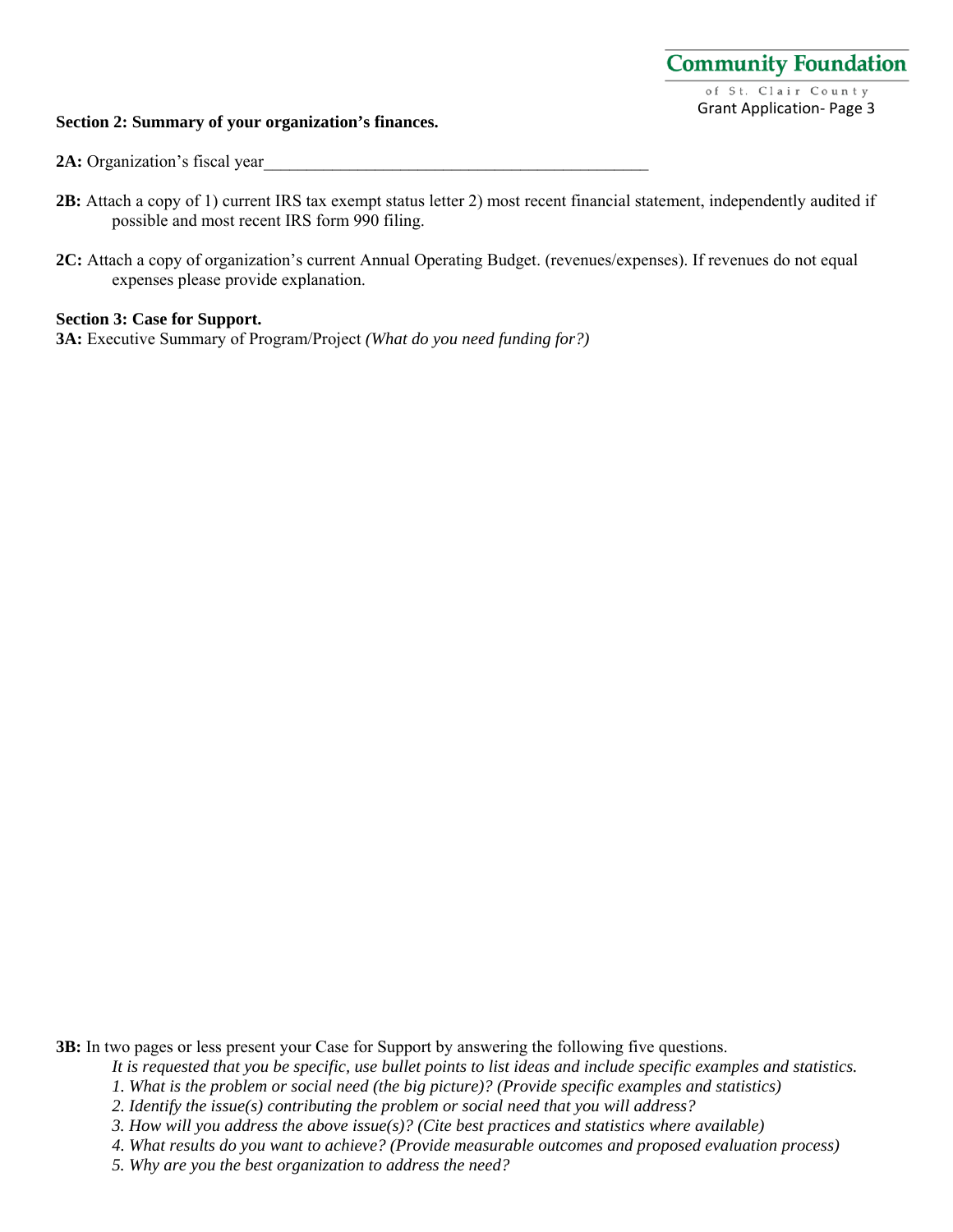**Section 2: Summary of your organization's finances.**

**2A:** Organization's fiscal year_______________________________________________

**2B:** Attach a copy of 1) current IRS tax exempt status letter 2) most recent financial statement, independently audited if possible and most recent IRS form 990 filing.

**2C:** Attach a copy of organization's current Annual Operating Budget. (revenues/expenses). If revenues do not equal expenses please provide explanation.

**Section 3: Case for Support.**

**3A:** Executive Summary of Program/Project *(What do you need funding for?)*

**3B:** In two pages or less present your Case for Support by answering the following five questions.

*It is requested that you be specific, use bullet points to list ideas and include specific examples and statistics.*

*1. What is the problem or social need (the big picture)? (Provide specific examples and statistics)*

*2. Identify the issue(s) contributing the problem or social need that you will address?*

*3. How will you address the above issue(s)? (Cite best practices and statistics where available)*

*4. What results do you want to achieve? (Provide measurable outcomes and proposed evaluation process)*

*5. Why are you the best organization to address the need?*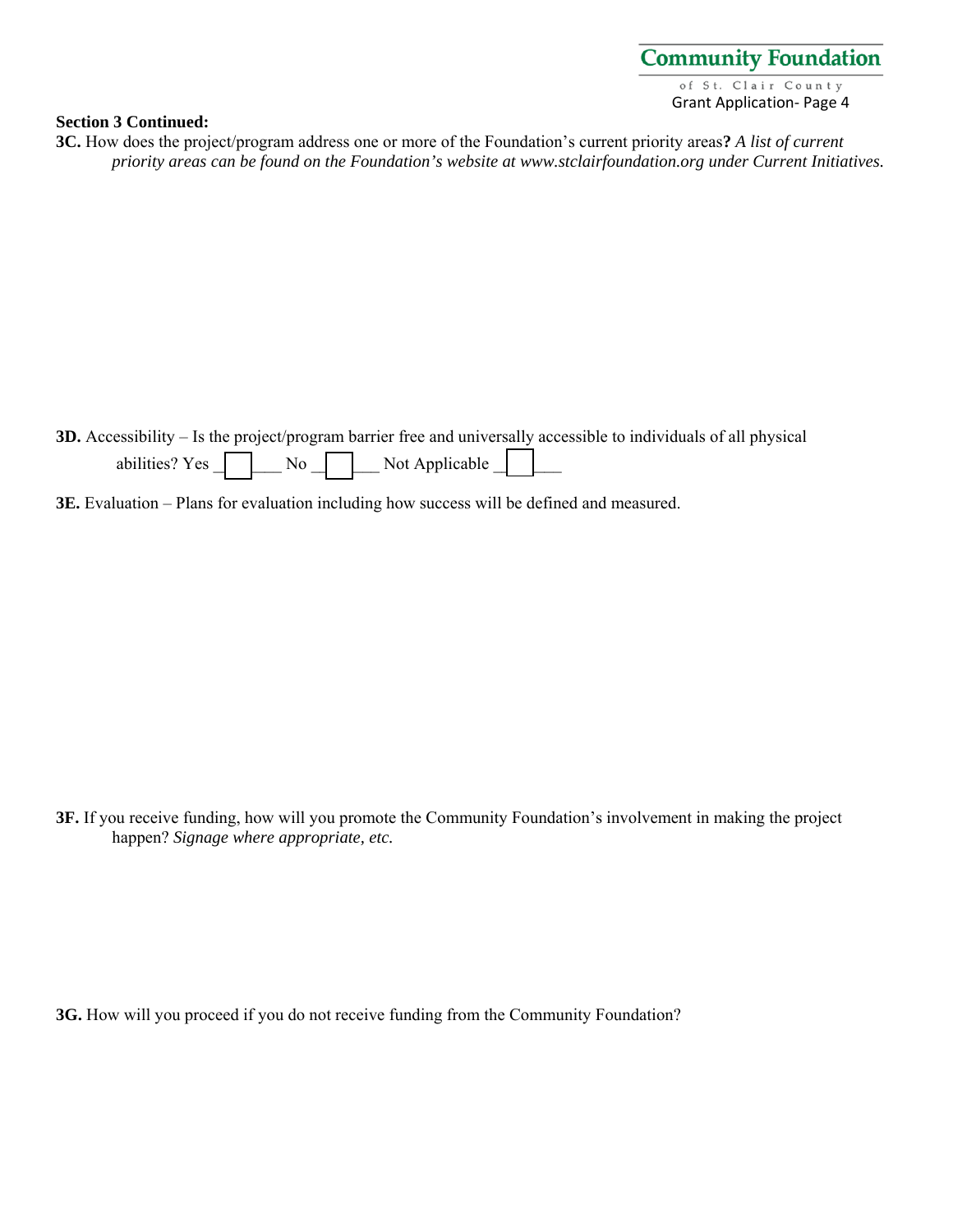**Section 3 Continued:**

**3C.** How does the project/program address one or more of the Foundation's current priority areas**?** *A list of current priority areas can be found on the Foundation's website at www.stclairfoundation.org under Current Initiatives.*

**3D.** Accessibility – Is the project/program barrier free and universally accessible to individuals of all physical abilities? Yes ☐ No ☐ Not Applicable ☐

**3E.** Evaluation – Plans for evaluation including how success will be defined and measured.

**3F.** If you receive funding, how will you promote the Community Foundation's involvement in making the project happen? *Signage where appropriate, etc.*

**3G.** How will you proceed if you do not receive funding from the Community Foundation?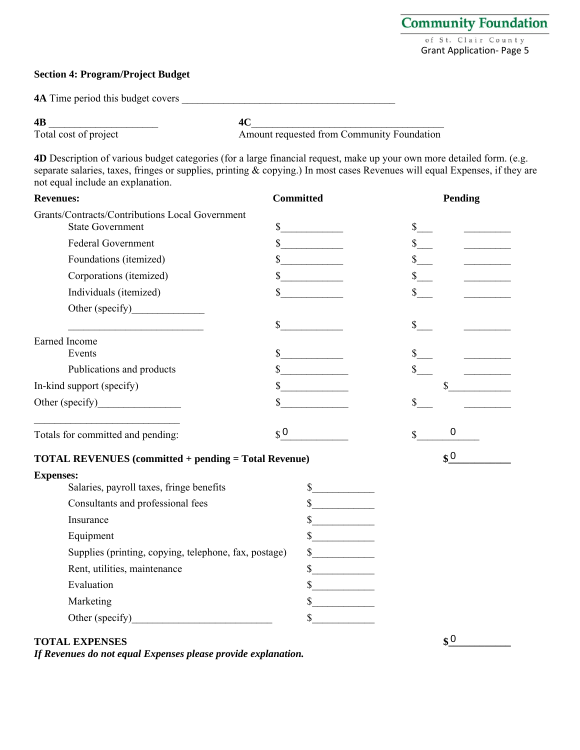## Section 4: Program/Project Budget

**4A** Time period this budget covers ________________________________________

**4B** ____________________
Total cost of project

**4C** ____________________________________
Amount requested from Community Foundation

**4D** Description of various budget categories (for a large financial request, make up your own more detailed form. (e.g. separate salaries, taxes, fringes or supplies, printing & copying.) In most cases Revenues will equal Expenses, if they are not equal include an explanation.

| **Revenues:** | **Committed** | **Pending** |
|---|---|---|
| Grants/Contracts/Contributions Local Government | | |
| State Government | $___________ | $___________ |
| Federal Government | $___________ | $___________ |
| Foundations (itemized) | $___________ | $___________ |
| Corporations (itemized) | $___________ | $___________ |
| Individuals (itemized) | $___________ | $___________ |
| Other (specify)_____________ | | |
| _________________________ | $___________ | $___________ |
| Earned Income | | |
| Events | $___________ | $___________ |
| Publications and products | $___________ | $___________ |
| In-kind support (specify) | $___________ | $___________ |
| Other (specify)_______________ | $___________ | $___________ |
| _________________________ | | |
| Totals for committed and pending: | $0 | $0 |

**TOTAL REVENUES (committed + pending = Total Revenue)** **$**0

| **Expenses:** | |
|---|---|
| Salaries, payroll taxes, fringe benefits | $___________ |
| Consultants and professional fees | $___________ |
| Insurance | $___________ |
| Equipment | $___________ |
| Supplies (printing, copying, telephone, fax, postage) | $___________ |
| Rent, utilities, maintenance | $___________ |
| Evaluation | $___________ |
| Marketing | $___________ |
| Other (specify)_________________________ | $___________ |

**TOTAL EXPENSES** **$**0

***If Revenues do not equal Expenses please provide explanation.***